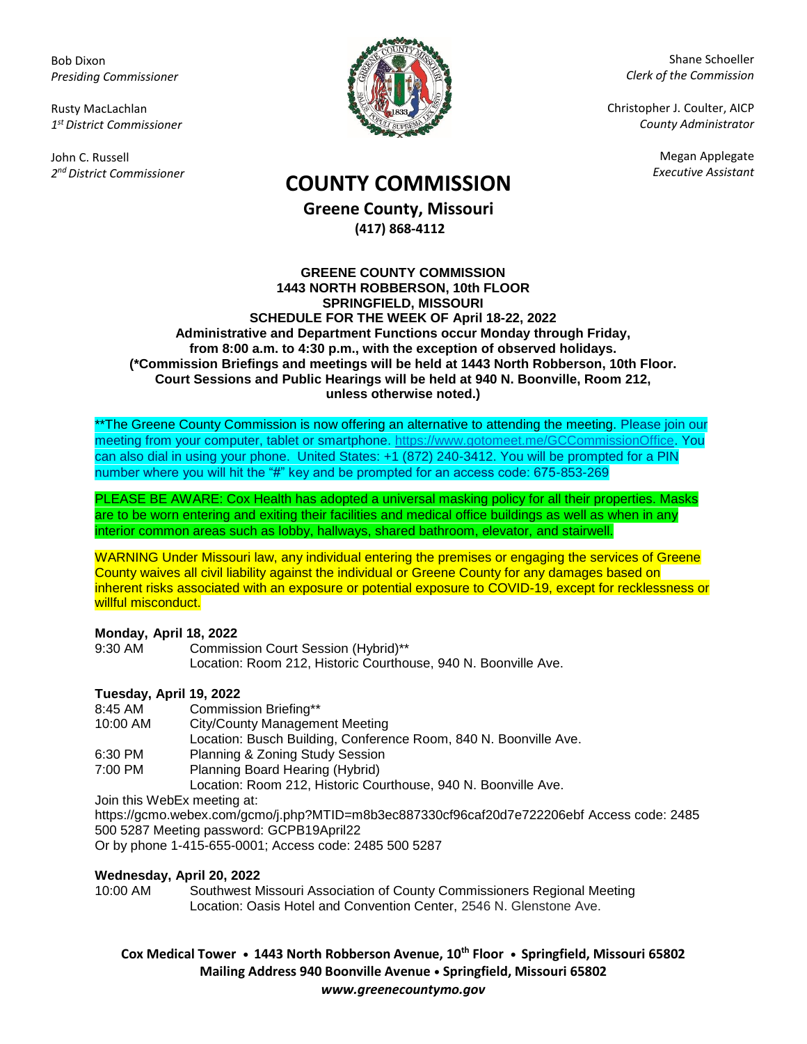Bob Dixon
*Presiding Commissioner*

Rusty MacLachlan
*1st District Commissioner*

John C. Russell
*2nd District Commissioner*

Shane Schoeller
*Clerk of the Commission*

Christopher J. Coulter, AICP
*County Administrator*

Megan Applegate
*Executive Assistant*

# COUNTY COMMISSION

## Greene County, Missouri

**(417) 868-4112**

**GREENE COUNTY COMMISSION**
**1443 NORTH ROBBERSON, 10th FLOOR**
**SPRINGFIELD, MISSOURI**
**SCHEDULE FOR THE WEEK OF April 18-22, 2022**
**Administrative and Department Functions occur Monday through Friday, from 8:00 a.m. to 4:30 p.m., with the exception of observed holidays.**
**(*Commission Briefings and meetings will be held at 1443 North Robberson, 10th Floor. Court Sessions and Public Hearings will be held at 940 N. Boonville, Room 212, unless otherwise noted.)**

**The Greene County Commission is now offering an alternative to attending the meeting. Please join our meeting from your computer, tablet or smartphone. https://www.gotomeet.me/GCCommissionOffice. You can also dial in using your phone. United States: +1 (872) 240-3412. You will be prompted for a PIN number where you will hit the "#" key and be prompted for an access code: 675-853-269

PLEASE BE AWARE: Cox Health has adopted a universal masking policy for all their properties. Masks are to be worn entering and exiting their facilities and medical office buildings as well as when in any interior common areas such as lobby, hallways, shared bathroom, elevator, and stairwell.

WARNING Under Missouri law, any individual entering the premises or engaging the services of Greene County waives all civil liability against the individual or Greene County for any damages based on inherent risks associated with an exposure or potential exposure to COVID-19, except for recklessness or willful misconduct.

**Monday, April 18, 2022**

9:30 AM Commission Court Session (Hybrid)**
Location: Room 212, Historic Courthouse, 940 N. Boonville Ave.

**Tuesday, April 19, 2022**

8:45 AM Commission Briefing**

10:00 AM City/County Management Meeting
Location: Busch Building, Conference Room, 840 N. Boonville Ave.

6:30 PM Planning & Zoning Study Session

7:00 PM Planning Board Hearing (Hybrid)
Location: Room 212, Historic Courthouse, 940 N. Boonville Ave.

Join this WebEx meeting at:
https://gcmo.webex.com/gcmo/j.php?MTID=m8b3ec887330cf96caf20d7e722206ebf Access code: 2485 500 5287 Meeting password: GCPB19April22
Or by phone 1-415-655-0001; Access code: 2485 500 5287

**Wednesday, April 20, 2022**

10:00 AM Southwest Missouri Association of County Commissioners Regional Meeting
Location: Oasis Hotel and Convention Center, 2546 N. Glenstone Ave.

**Cox Medical Tower • 1443 North Robberson Avenue, 10th Floor • Springfield, Missouri 65802**
**Mailing Address 940 Boonville Avenue • Springfield, Missouri 65802**
***www.greenecountymo.gov***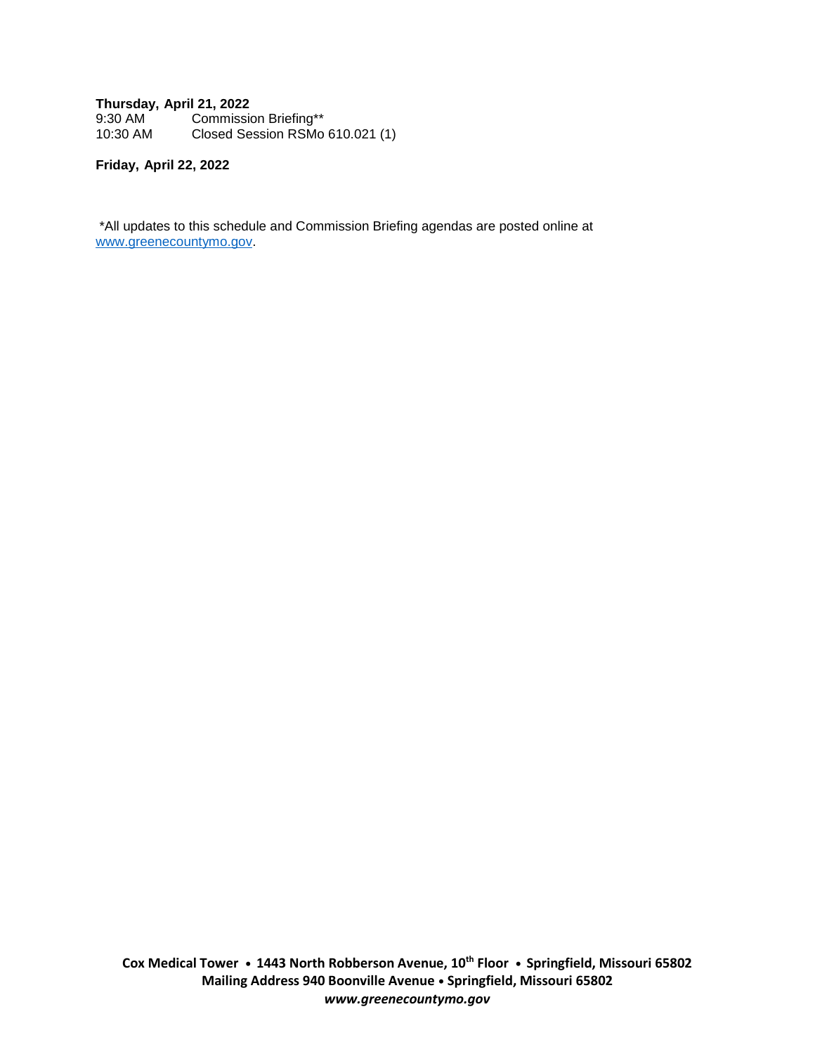**Thursday, April 21, 2022**

9:30 AM Commission Briefing**

10:30 AM Closed Session RSMo 610.021 (1)

**Friday, April 22, 2022**

*All updates to this schedule and Commission Briefing agendas are posted online at www.greenecountymo.gov.

**Cox Medical Tower • 1443 North Robberson Avenue, 10th Floor • Springfield, Missouri 65802**
**Mailing Address 940 Boonville Avenue • Springfield, Missouri 65802**
***www.greenecountymo.gov***